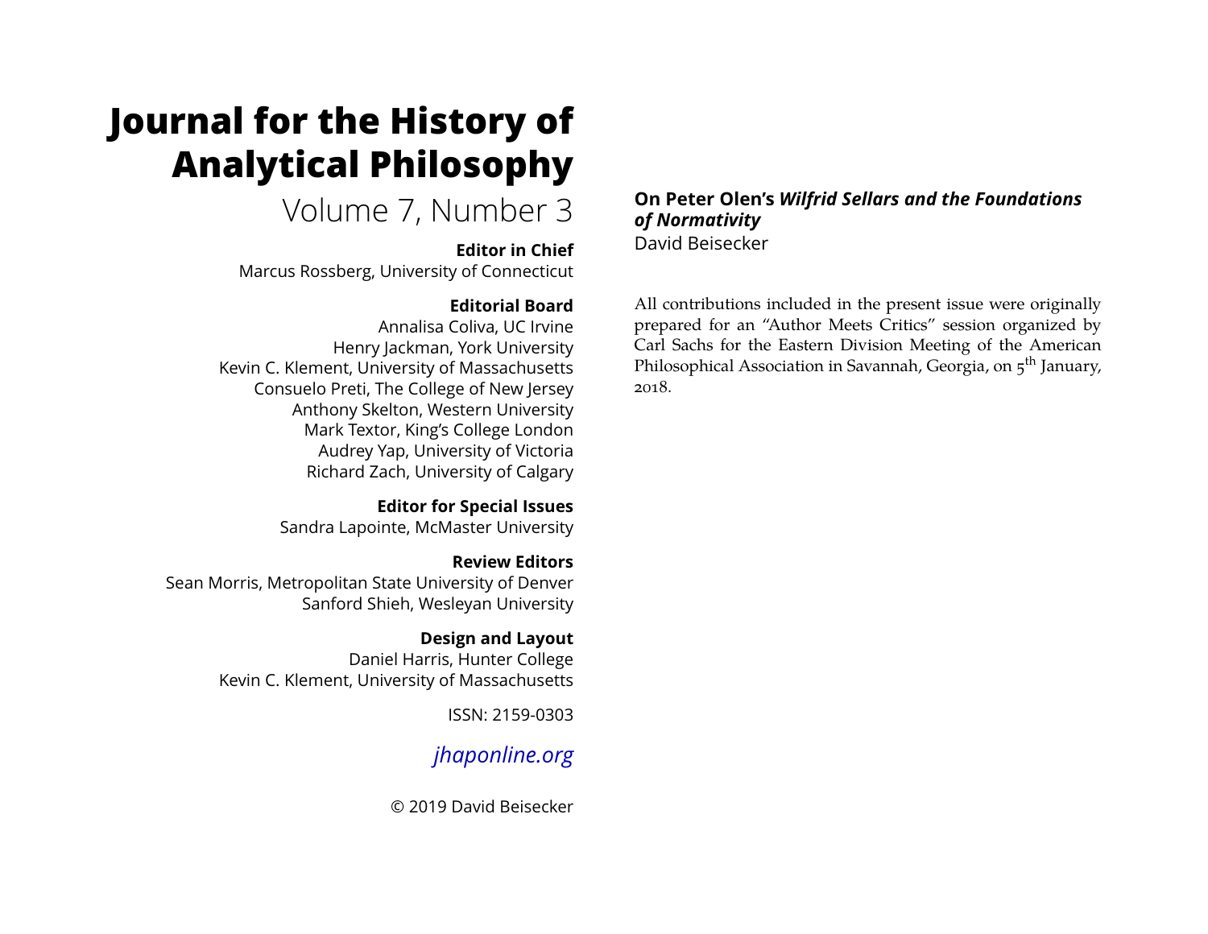# Journal for the History of Analytical Philosophy

Volume 7, Number 3

**Editor in Chief**
Marcus Rossberg, University of Connecticut

**Editorial Board**
Annalisa Coliva, UC Irvine
Henry Jackman, York University
Kevin C. Klement, University of Massachusetts
Consuelo Preti, The College of New Jersey
Anthony Skelton, Western University
Mark Textor, King's College London
Audrey Yap, University of Victoria
Richard Zach, University of Calgary

**Editor for Special Issues**
Sandra Lapointe, McMaster University

**Review Editors**
Sean Morris, Metropolitan State University of Denver
Sanford Shieh, Wesleyan University

**Design and Layout**
Daniel Harris, Hunter College
Kevin C. Klement, University of Massachusetts

ISSN: 2159-0303

*jhaponline.org*

© 2019 David Beisecker

## On Peter Olen's *Wilfrid Sellars and the Foundations of Normativity*

David Beisecker

All contributions included in the present issue were originally prepared for an "Author Meets Critics" session organized by Carl Sachs for the Eastern Division Meeting of the American Philosophical Association in Savannah, Georgia, on 5th January, 2018.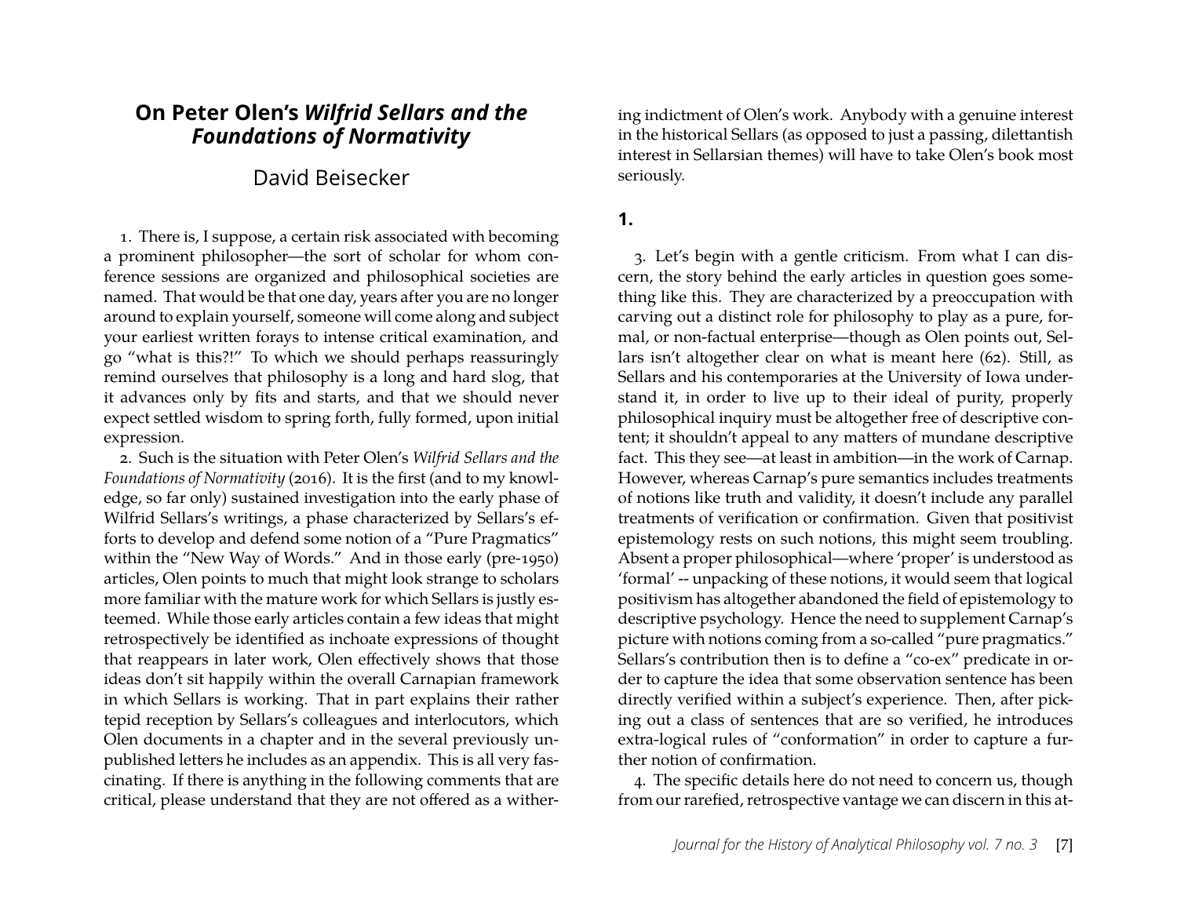# On Peter Olen's *Wilfrid Sellars and the Foundations of Normativity*

## David Beisecker

1. There is, I suppose, a certain risk associated with becoming a prominent philosopher—the sort of scholar for whom conference sessions are organized and philosophical societies are named. That would be that one day, years after you are no longer around to explain yourself, someone will come along and subject your earliest written forays to intense critical examination, and go "what is this?!" To which we should perhaps reassuringly remind ourselves that philosophy is a long and hard slog, that it advances only by fits and starts, and that we should never expect settled wisdom to spring forth, fully formed, upon initial expression.

2. Such is the situation with Peter Olen's *Wilfrid Sellars and the Foundations of Normativity* (2016). It is the first (and to my knowledge, so far only) sustained investigation into the early phase of Wilfrid Sellars's writings, a phase characterized by Sellars's efforts to develop and defend some notion of a "Pure Pragmatics" within the "New Way of Words." And in those early (pre-1950) articles, Olen points to much that might look strange to scholars more familiar with the mature work for which Sellars is justly esteemed. While those early articles contain a few ideas that might retrospectively be identified as inchoate expressions of thought that reappears in later work, Olen effectively shows that those ideas don't sit happily within the overall Carnapian framework in which Sellars is working. That in part explains their rather tepid reception by Sellars's colleagues and interlocutors, which Olen documents in a chapter and in the several previously unpublished letters he includes as an appendix. This is all very fascinating. If there is anything in the following comments that are critical, please understand that they are not offered as a withering indictment of Olen's work. Anybody with a genuine interest in the historical Sellars (as opposed to just a passing, dilettantish interest in Sellarsian themes) will have to take Olen's book most seriously.

## 1.

3. Let's begin with a gentle criticism. From what I can discern, the story behind the early articles in question goes something like this. They are characterized by a preoccupation with carving out a distinct role for philosophy to play as a pure, formal, or non-factual enterprise—though as Olen points out, Sellars isn't altogether clear on what is meant here (62). Still, as Sellars and his contemporaries at the University of Iowa understand it, in order to live up to their ideal of purity, properly philosophical inquiry must be altogether free of descriptive content; it shouldn't appeal to any matters of mundane descriptive fact. This they see—at least in ambition—in the work of Carnap. However, whereas Carnap's pure semantics includes treatments of notions like truth and validity, it doesn't include any parallel treatments of verification or confirmation. Given that positivist epistemology rests on such notions, this might seem troubling. Absent a proper philosophical—where 'proper' is understood as 'formal' -- unpacking of these notions, it would seem that logical positivism has altogether abandoned the field of epistemology to descriptive psychology. Hence the need to supplement Carnap's picture with notions coming from a so-called "pure pragmatics." Sellars's contribution then is to define a "co-ex" predicate in order to capture the idea that some observation sentence has been directly verified within a subject's experience. Then, after picking out a class of sentences that are so verified, he introduces extra-logical rules of "conformation" in order to capture a further notion of confirmation.

4. The specific details here do not need to concern us, though from our rarefied, retrospective vantage we can discern in this at-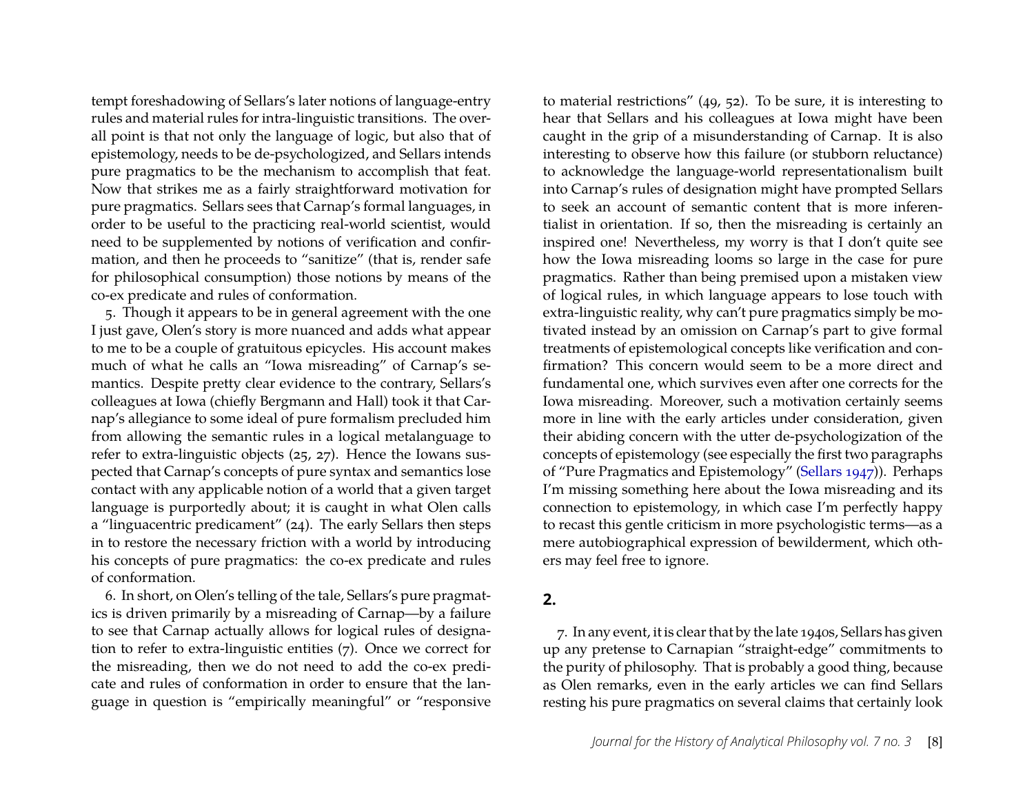tempt foreshadowing of Sellars's later notions of language-entry rules and material rules for intra-linguistic transitions. The overall point is that not only the language of logic, but also that of epistemology, needs to be de-psychologized, and Sellars intends pure pragmatics to be the mechanism to accomplish that feat. Now that strikes me as a fairly straightforward motivation for pure pragmatics. Sellars sees that Carnap's formal languages, in order to be useful to the practicing real-world scientist, would need to be supplemented by notions of verification and confirmation, and then he proceeds to "sanitize" (that is, render safe for philosophical consumption) those notions by means of the co-ex predicate and rules of conformation.

5. Though it appears to be in general agreement with the one I just gave, Olen's story is more nuanced and adds what appear to me to be a couple of gratuitous epicycles. His account makes much of what he calls an "Iowa misreading" of Carnap's semantics. Despite pretty clear evidence to the contrary, Sellars's colleagues at Iowa (chiefly Bergmann and Hall) took it that Carnap's allegiance to some ideal of pure formalism precluded him from allowing the semantic rules in a logical metalanguage to refer to extra-linguistic objects (25, 27). Hence the Iowans suspected that Carnap's concepts of pure syntax and semantics lose contact with any applicable notion of a world that a given target language is purportedly about; it is caught in what Olen calls a "linguacentric predicament" (24). The early Sellars then steps in to restore the necessary friction with a world by introducing his concepts of pure pragmatics: the co-ex predicate and rules of conformation.

6. In short, on Olen's telling of the tale, Sellars's pure pragmatics is driven primarily by a misreading of Carnap—by a failure to see that Carnap actually allows for logical rules of designation to refer to extra-linguistic entities (7). Once we correct for the misreading, then we do not need to add the co-ex predicate and rules of conformation in order to ensure that the language in question is "empirically meaningful" or "responsive to material restrictions" (49, 52). To be sure, it is interesting to hear that Sellars and his colleagues at Iowa might have been caught in the grip of a misunderstanding of Carnap. It is also interesting to observe how this failure (or stubborn reluctance) to acknowledge the language-world representationalism built into Carnap's rules of designation might have prompted Sellars to seek an account of semantic content that is more inferentialist in orientation. If so, then the misreading is certainly an inspired one! Nevertheless, my worry is that I don't quite see how the Iowa misreading looms so large in the case for pure pragmatics. Rather than being premised upon a mistaken view of logical rules, in which language appears to lose touch with extra-linguistic reality, why can't pure pragmatics simply be motivated instead by an omission on Carnap's part to give formal treatments of epistemological concepts like verification and confirmation? This concern would seem to be a more direct and fundamental one, which survives even after one corrects for the Iowa misreading. Moreover, such a motivation certainly seems more in line with the early articles under consideration, given their abiding concern with the utter de-psychologization of the concepts of epistemology (see especially the first two paragraphs of "Pure Pragmatics and Epistemology" (Sellars 1947)). Perhaps I'm missing something here about the Iowa misreading and its connection to epistemology, in which case I'm perfectly happy to recast this gentle criticism in more psychologistic terms—as a mere autobiographical expression of bewilderment, which others may feel free to ignore.

## 2.

7. In any event, it is clear that by the late 1940s, Sellars has given up any pretense to Carnapian "straight-edge" commitments to the purity of philosophy. That is probably a good thing, because as Olen remarks, even in the early articles we can find Sellars resting his pure pragmatics on several claims that certainly look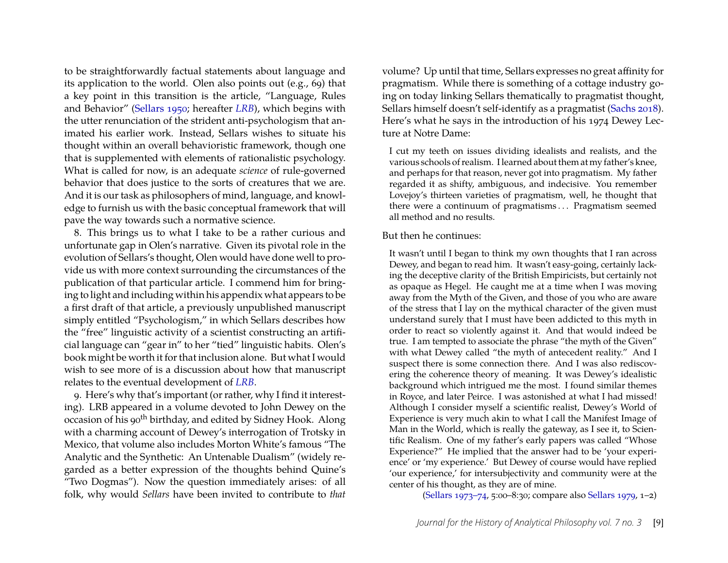to be straightforwardly factual statements about language and its application to the world. Olen also points out (e.g., 69) that a key point in this transition is the article, "Language, Rules and Behavior" (Sellars 1950; hereafter *LRB*), which begins with the utter renunciation of the strident anti-psychologism that animated his earlier work. Instead, Sellars wishes to situate his thought within an overall behavioristic framework, though one that is supplemented with elements of rationalistic psychology. What is called for now, is an adequate *science* of rule-governed behavior that does justice to the sorts of creatures that we are. And it is our task as philosophers of mind, language, and knowledge to furnish us with the basic conceptual framework that will pave the way towards such a normative science.

8. This brings us to what I take to be a rather curious and unfortunate gap in Olen's narrative. Given its pivotal role in the evolution of Sellars's thought, Olen would have done well to provide us with more context surrounding the circumstances of the publication of that particular article. I commend him for bringing to light and including within his appendix what appears to be a first draft of that article, a previously unpublished manuscript simply entitled "Psychologism," in which Sellars describes how the "free" linguistic activity of a scientist constructing an artificial language can "gear in" to her "tied" linguistic habits. Olen's book might be worth it for that inclusion alone. But what I would wish to see more of is a discussion about how that manuscript relates to the eventual development of *LRB*.

9. Here's why that's important (or rather, why I find it interesting). LRB appeared in a volume devoted to John Dewey on the occasion of his 90th birthday, and edited by Sidney Hook. Along with a charming account of Dewey's interrogation of Trotsky in Mexico, that volume also includes Morton White's famous "The Analytic and the Synthetic: An Untenable Dualism" (widely regarded as a better expression of the thoughts behind Quine's "Two Dogmas"). Now the question immediately arises: of all folk, why would *Sellars* have been invited to contribute to *that* volume? Up until that time, Sellars expresses no great affinity for pragmatism. While there is something of a cottage industry going on today linking Sellars thematically to pragmatist thought, Sellars himself doesn't self-identify as a pragmatist (Sachs 2018). Here's what he says in the introduction of his 1974 Dewey Lecture at Notre Dame:

> I cut my teeth on issues dividing idealists and realists, and the various schools of realism. I learned about them at my father's knee, and perhaps for that reason, never got into pragmatism. My father regarded it as shifty, ambiguous, and indecisive. You remember Lovejoy's thirteen varieties of pragmatism, well, he thought that there were a continuum of pragmatisms . . . Pragmatism seemed all method and no results.

But then he continues:

> It wasn't until I began to think my own thoughts that I ran across Dewey, and began to read him. It wasn't easy-going, certainly lacking the deceptive clarity of the British Empiricists, but certainly not as opaque as Hegel. He caught me at a time when I was moving away from the Myth of the Given, and those of you who are aware of the stress that I lay on the mythical character of the given must understand surely that I must have been addicted to this myth in order to react so violently against it. And that would indeed be true. I am tempted to associate the phrase "the myth of the Given" with what Dewey called "the myth of antecedent reality." And I suspect there is some connection there. And I was also rediscovering the coherence theory of meaning. It was Dewey's idealistic background which intrigued me the most. I found similar themes in Royce, and later Peirce. I was astonished at what I had missed! Although I consider myself a scientific realist, Dewey's World of Experience is very much akin to what I call the Manifest Image of Man in the World, which is really the gateway, as I see it, to Scientific Realism. One of my father's early papers was called "Whose Experience?" He implied that the answer had to be 'your experience' or 'my experience.' But Dewey of course would have replied 'our experience,' for intersubjectivity and community were at the center of his thought, as they are of mine.
>
> (Sellars 1973–74, 5:00–8:30; compare also Sellars 1979, 1–2)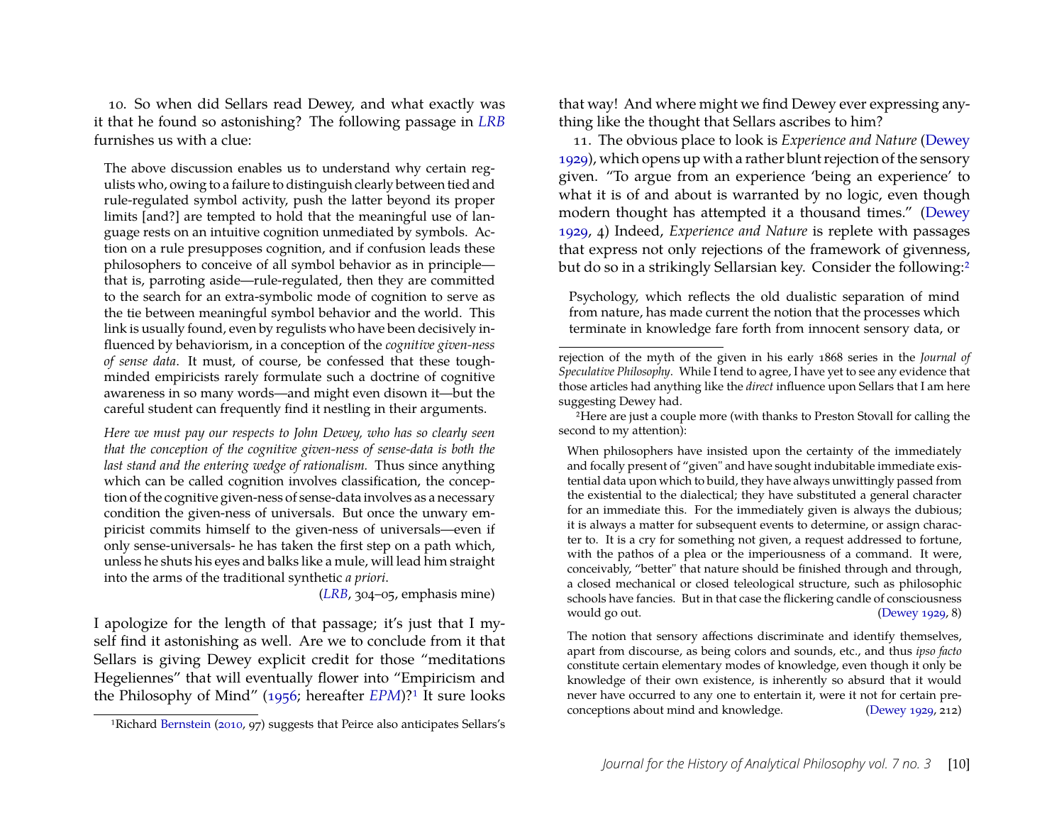10. So when did Sellars read Dewey, and what exactly was it that he found so astonishing? The following passage in *LRB* furnishes us with a clue:

> The above discussion enables us to understand why certain regulists who, owing to a failure to distinguish clearly between tied and rule-regulated symbol activity, push the latter beyond its proper limits [and?] are tempted to hold that the meaningful use of language rests on an intuitive cognition unmediated by symbols. Action on a rule presupposes cognition, and if confusion leads these philosophers to conceive of all symbol behavior as in principle—that is, parroting aside—rule-regulated, then they are committed to the search for an extra-symbolic mode of cognition to serve as the tie between meaningful symbol behavior and the world. This link is usually found, even by regulists who have been decisively influenced by behaviorism, in a conception of the *cognitive given-ness of sense data*. It must, of course, be confessed that these tough-minded empiricists rarely formulate such a doctrine of cognitive awareness in so many words—and might even disown it—but the careful student can frequently find it nestling in their arguments.
>
> *Here we must pay our respects to John Dewey, who has so clearly seen that the conception of the cognitive given-ness of sense-data is both the last stand and the entering wedge of rationalism.* Thus since anything which can be called cognition involves classification, the conception of the cognitive given-ness of sense-data involves as a necessary condition the given-ness of universals. But once the unwary empiricist commits himself to the given-ness of universals—even if only sense-universals- he has taken the first step on a path which, unless he shuts his eyes and balks like a mule, will lead him straight into the arms of the traditional synthetic *a priori*.
>
> (*LRB*, 304–05, emphasis mine)

I apologize for the length of that passage; it's just that I myself find it astonishing as well. Are we to conclude from it that Sellars is giving Dewey explicit credit for those "meditations Hegeliennes" that will eventually flower into "Empiricism and the Philosophy of Mind" (1956; hereafter *EPM*)?[1] It sure looks that way! And where might we find Dewey ever expressing anything like the thought that Sellars ascribes to him?

11. The obvious place to look is *Experience and Nature* (Dewey 1929), which opens up with a rather blunt rejection of the sensory given. "To argue from an experience 'being an experience' to what it is of and about is warranted by no logic, even though modern thought has attempted it a thousand times." (Dewey 1929, 4) Indeed, *Experience and Nature* is replete with passages that express not only rejections of the framework of givenness, but do so in a strikingly Sellarsian key. Consider the following:[2]

> Psychology, which reflects the old dualistic separation of mind from nature, has made current the notion that the processes which terminate in knowledge fare forth from innocent sensory data, or

[1] Richard Bernstein (2010, 97) suggests that Peirce also anticipates Sellars's rejection of the myth of the given in his early 1868 series in the *Journal of Speculative Philosophy*. While I tend to agree, I have yet to see any evidence that those articles had anything like the *direct* influence upon Sellars that I am here suggesting Dewey had.

[2] Here are just a couple more (with thanks to Preston Stovall for calling the second to my attention):

> When philosophers have insisted upon the certainty of the immediately and focally present of "given" and have sought indubitable immediate existential data upon which to build, they have always unwittingly passed from the existential to the dialectical; they have substituted a general character for an immediate this. For the immediately given is always the dubious; it is always a matter for subsequent events to determine, or assign character to. It is a cry for something not given, a request addressed to fortune, with the pathos of a plea or the imperiousness of a command. It were, conceivably, "better" that nature should be finished through and through, a closed mechanical or closed teleological structure, such as philosophic schools have fancies. But in that case the flickering candle of consciousness would go out. (Dewey 1929, 8)

> The notion that sensory affections discriminate and identify themselves, apart from discourse, as being colors and sounds, etc., and thus *ipso facto* constitute certain elementary modes of knowledge, even though it only be knowledge of their own existence, is inherently so absurd that it would never have occurred to any one to entertain it, were it not for certain preconceptions about mind and knowledge. (Dewey 1929, 212)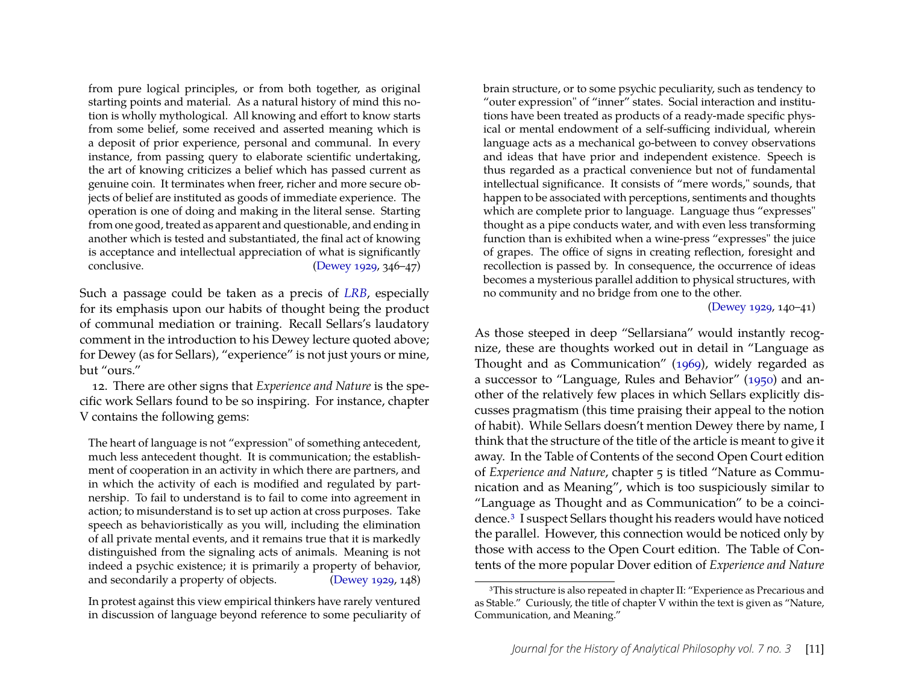> from pure logical principles, or from both together, as original starting points and material. As a natural history of mind this notion is wholly mythological. All knowing and effort to know starts from some belief, some received and asserted meaning which is a deposit of prior experience, personal and communal. In every instance, from passing query to elaborate scientific undertaking, the art of knowing criticizes a belief which has passed current as genuine coin. It terminates when freer, richer and more secure objects of belief are instituted as goods of immediate experience. The operation is one of doing and making in the literal sense. Starting from one good, treated as apparent and questionable, and ending in another which is tested and substantiated, the final act of knowing is acceptance and intellectual appreciation of what is significantly conclusive. (Dewey 1929, 346–47)

Such a passage could be taken as a precis of *LRB*, especially for its emphasis upon our habits of thought being the product of communal mediation or training. Recall Sellars's laudatory comment in the introduction to his Dewey lecture quoted above; for Dewey (as for Sellars), "experience" is not just yours or mine, but "ours."

12. There are other signs that *Experience and Nature* is the specific work Sellars found to be so inspiring. For instance, chapter V contains the following gems:

> The heart of language is not "expression" of something antecedent, much less antecedent thought. It is communication; the establishment of cooperation in an activity in which there are partners, and in which the activity of each is modified and regulated by partnership. To fail to understand is to fail to come into agreement in action; to misunderstand is to set up action at cross purposes. Take speech as behavioristically as you will, including the elimination of all private mental events, and it remains true that it is markedly distinguished from the signaling acts of animals. Meaning is not indeed a psychic existence; it is primarily a property of behavior, and secondarily a property of objects. (Dewey 1929, 148)

> In protest against this view empirical thinkers have rarely ventured in discussion of language beyond reference to some peculiarity of brain structure, or to some psychic peculiarity, such as tendency to "outer expression" of "inner" states. Social interaction and institutions have been treated as products of a ready-made specific physical or mental endowment of a self-sufficing individual, wherein language acts as a mechanical go-between to convey observations and ideas that have prior and independent existence. Speech is thus regarded as a practical convenience but not of fundamental intellectual significance. It consists of "mere words," sounds, that happen to be associated with perceptions, sentiments and thoughts which are complete prior to language. Language thus "expresses" thought as a pipe conducts water, and with even less transforming function than is exhibited when a wine-press "expresses" the juice of grapes. The office of signs in creating reflection, foresight and recollection is passed by. In consequence, the occurrence of ideas becomes a mysterious parallel addition to physical structures, with no community and no bridge from one to the other.
>
> (Dewey 1929, 140–41)

As those steeped in deep "Sellarsiana" would instantly recognize, these are thoughts worked out in detail in "Language as Thought and as Communication" (1969), widely regarded as a successor to "Language, Rules and Behavior" (1950) and another of the relatively few places in which Sellars explicitly discusses pragmatism (this time praising their appeal to the notion of habit). While Sellars doesn't mention Dewey there by name, I think that the structure of the title of the article is meant to give it away. In the Table of Contents of the second Open Court edition of *Experience and Nature*, chapter 5 is titled "Nature as Communication and as Meaning", which is too suspiciously similar to "Language as Thought and as Communication" to be a coincidence.[3] I suspect Sellars thought his readers would have noticed the parallel. However, this connection would be noticed only by those with access to the Open Court edition. The Table of Contents of the more popular Dover edition of *Experience and Nature*

[3] This structure is also repeated in chapter II: "Experience as Precarious and as Stable." Curiously, the title of chapter V within the text is given as "Nature, Communication, and Meaning."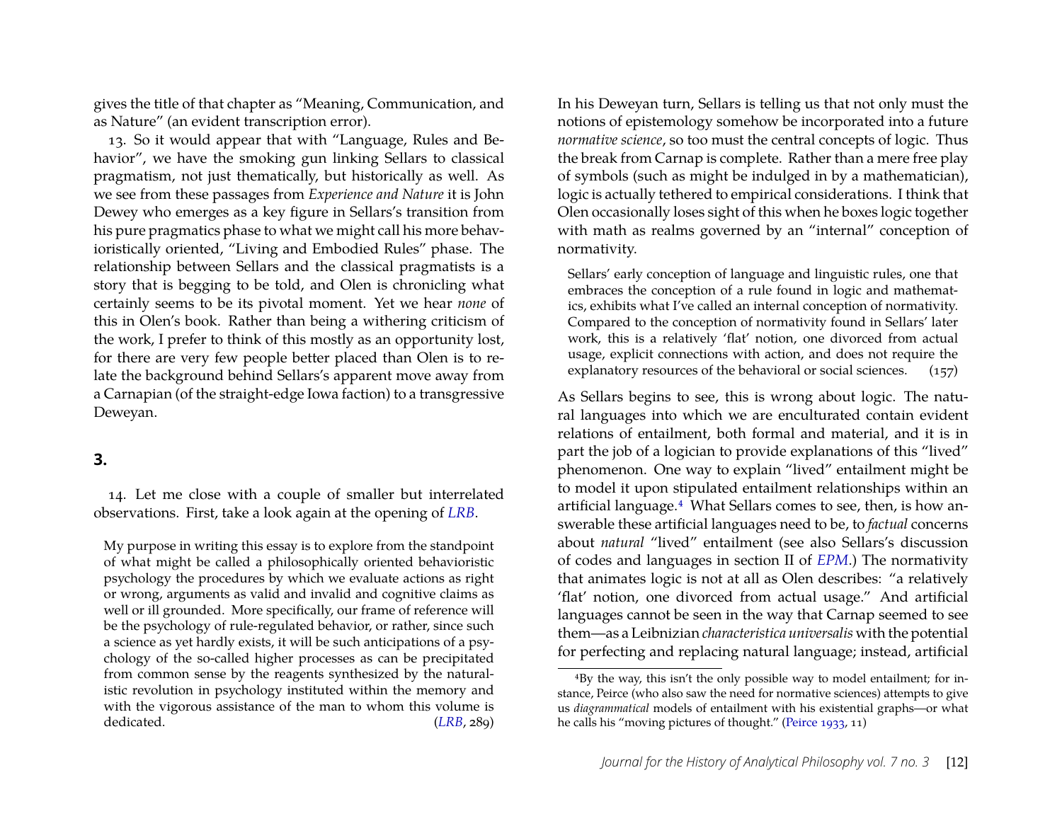gives the title of that chapter as "Meaning, Communication, and as Nature" (an evident transcription error).

13. So it would appear that with "Language, Rules and Behavior", we have the smoking gun linking Sellars to classical pragmatism, not just thematically, but historically as well. As we see from these passages from *Experience and Nature* it is John Dewey who emerges as a key figure in Sellars's transition from his pure pragmatics phase to what we might call his more behavioristically oriented, "Living and Embodied Rules" phase. The relationship between Sellars and the classical pragmatists is a story that is begging to be told, and Olen is chronicling what certainly seems to be its pivotal moment. Yet we hear *none* of this in Olen's book. Rather than being a withering criticism of the work, I prefer to think of this mostly as an opportunity lost, for there are very few people better placed than Olen is to relate the background behind Sellars's apparent move away from a Carnapian (of the straight-edge Iowa faction) to a transgressive Deweyan.

## 3.

14. Let me close with a couple of smaller but interrelated observations. First, take a look again at the opening of *LRB*.

> My purpose in writing this essay is to explore from the standpoint of what might be called a philosophically oriented behavioristic psychology the procedures by which we evaluate actions as right or wrong, arguments as valid and invalid and cognitive claims as well or ill grounded. More specifically, our frame of reference will be the psychology of rule-regulated behavior, or rather, since such a science as yet hardly exists, it will be such anticipations of a psychology of the so-called higher processes as can be precipitated from common sense by the reagents synthesized by the naturalistic revolution in psychology instituted within the memory and with the vigorous assistance of the man to whom this volume is dedicated. (*LRB*, 289)

In his Deweyan turn, Sellars is telling us that not only must the notions of epistemology somehow be incorporated into a future *normative science*, so too must the central concepts of logic. Thus the break from Carnap is complete. Rather than a mere free play of symbols (such as might be indulged in by a mathematician), logic is actually tethered to empirical considerations. I think that Olen occasionally loses sight of this when he boxes logic together with math as realms governed by an "internal" conception of normativity.

> Sellars' early conception of language and linguistic rules, one that embraces the conception of a rule found in logic and mathematics, exhibits what I've called an internal conception of normativity. Compared to the conception of normativity found in Sellars' later work, this is a relatively 'flat' notion, one divorced from actual usage, explicit connections with action, and does not require the explanatory resources of the behavioral or social sciences. (157)

As Sellars begins to see, this is wrong about logic. The natural languages into which we are enculturated contain evident relations of entailment, both formal and material, and it is in part the job of a logician to provide explanations of this "lived" phenomenon. One way to explain "lived" entailment might be to model it upon stipulated entailment relationships within an artificial language.[4] What Sellars comes to see, then, is how answerable these artificial languages need to be, to *factual* concerns about *natural* "lived" entailment (see also Sellars's discussion of codes and languages in section II of *EPM*.) The normativity that animates logic is not at all as Olen describes: "a relatively 'flat' notion, one divorced from actual usage." And artificial languages cannot be seen in the way that Carnap seemed to see them—as a Leibnizian *characteristica universalis* with the potential for perfecting and replacing natural language; instead, artificial

[4] By the way, this isn't the only possible way to model entailment; for instance, Peirce (who also saw the need for normative sciences) attempts to give us *diagrammatical* models of entailment with his existential graphs—or what he calls his "moving pictures of thought." (Peirce 1933, 11)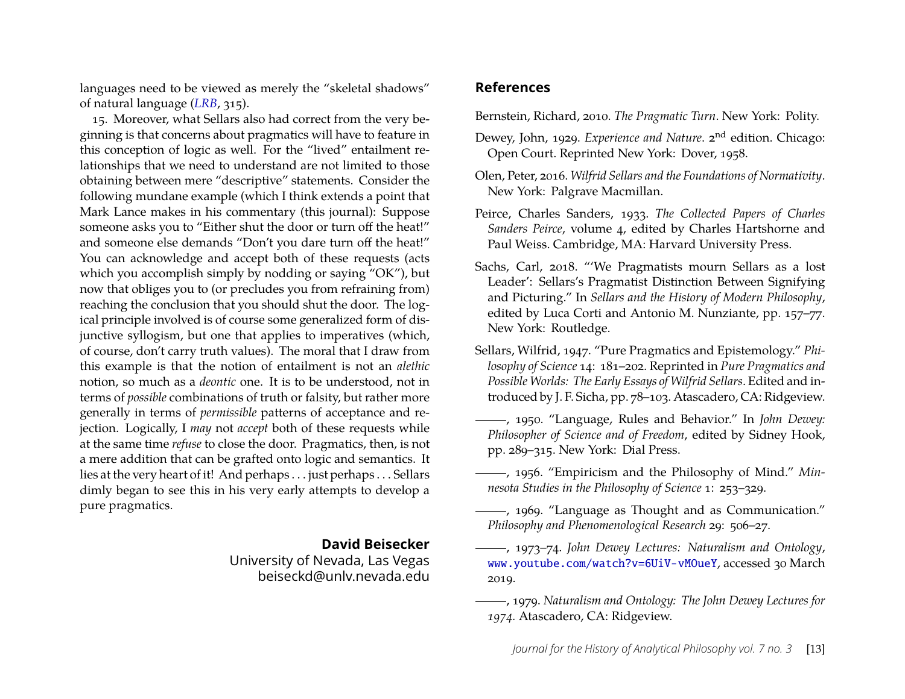languages need to be viewed as merely the "skeletal shadows" of natural language (*LRB*, 315).

15. Moreover, what Sellars also had correct from the very beginning is that concerns about pragmatics will have to feature in this conception of logic as well. For the "lived" entailment relationships that we need to understand are not limited to those obtaining between mere "descriptive" statements. Consider the following mundane example (which I think extends a point that Mark Lance makes in his commentary (this journal): Suppose someone asks you to "Either shut the door or turn off the heat!" and someone else demands "Don't you dare turn off the heat!" You can acknowledge and accept both of these requests (acts which you accomplish simply by nodding or saying "OK"), but now that obliges you to (or precludes you from refraining from) reaching the conclusion that you should shut the door. The logical principle involved is of course some generalized form of disjunctive syllogism, but one that applies to imperatives (which, of course, don't carry truth values). The moral that I draw from this example is that the notion of entailment is not an *alethic* notion, so much as a *deontic* one. It is to be understood, not in terms of *possible* combinations of truth or falsity, but rather more generally in terms of *permissible* patterns of acceptance and rejection. Logically, I *may* not *accept* both of these requests while at the same time *refuse* to close the door. Pragmatics, then, is not a mere addition that can be grafted onto logic and semantics. It lies at the very heart of it! And perhaps . . . just perhaps . . . Sellars dimly began to see this in his very early attempts to develop a pure pragmatics.

**David Beisecker**
University of Nevada, Las Vegas
beiseckd@unlv.nevada.edu

## References

Bernstein, Richard, 2010. *The Pragmatic Turn*. New York: Polity.

Dewey, John, 1929. *Experience and Nature*. 2nd edition. Chicago: Open Court. Reprinted New York: Dover, 1958.

Olen, Peter, 2016. *Wilfrid Sellars and the Foundations of Normativity*. New York: Palgrave Macmillan.

Peirce, Charles Sanders, 1933. *The Collected Papers of Charles Sanders Peirce*, volume 4, edited by Charles Hartshorne and Paul Weiss. Cambridge, MA: Harvard University Press.

Sachs, Carl, 2018. "'We Pragmatists mourn Sellars as a lost Leader': Sellars's Pragmatist Distinction Between Signifying and Picturing." In *Sellars and the History of Modern Philosophy*, edited by Luca Corti and Antonio M. Nunziante, pp. 157–77. New York: Routledge.

Sellars, Wilfrid, 1947. "Pure Pragmatics and Epistemology." *Philosophy of Science* 14: 181–202. Reprinted in *Pure Pragmatics and Possible Worlds: The Early Essays of Wilfrid Sellars*. Edited and introduced by J. F. Sicha, pp. 78–103. Atascadero, CA: Ridgeview.

———, 1950. "Language, Rules and Behavior." In *John Dewey: Philosopher of Science and of Freedom*, edited by Sidney Hook, pp. 289–315. New York: Dial Press.

———, 1956. "Empiricism and the Philosophy of Mind." *Minnesota Studies in the Philosophy of Science* 1: 253–329.

———, 1969. "Language as Thought and as Communication." *Philosophy and Phenomenological Research* 29: 506–27.

———, 1973–74. *John Dewey Lectures: Naturalism and Ontology*, www.youtube.com/watch?v=6UiV-vMOueY, accessed 30 March 2019.

———, 1979. *Naturalism and Ontology: The John Dewey Lectures for 1974*. Atascadero, CA: Ridgeview.